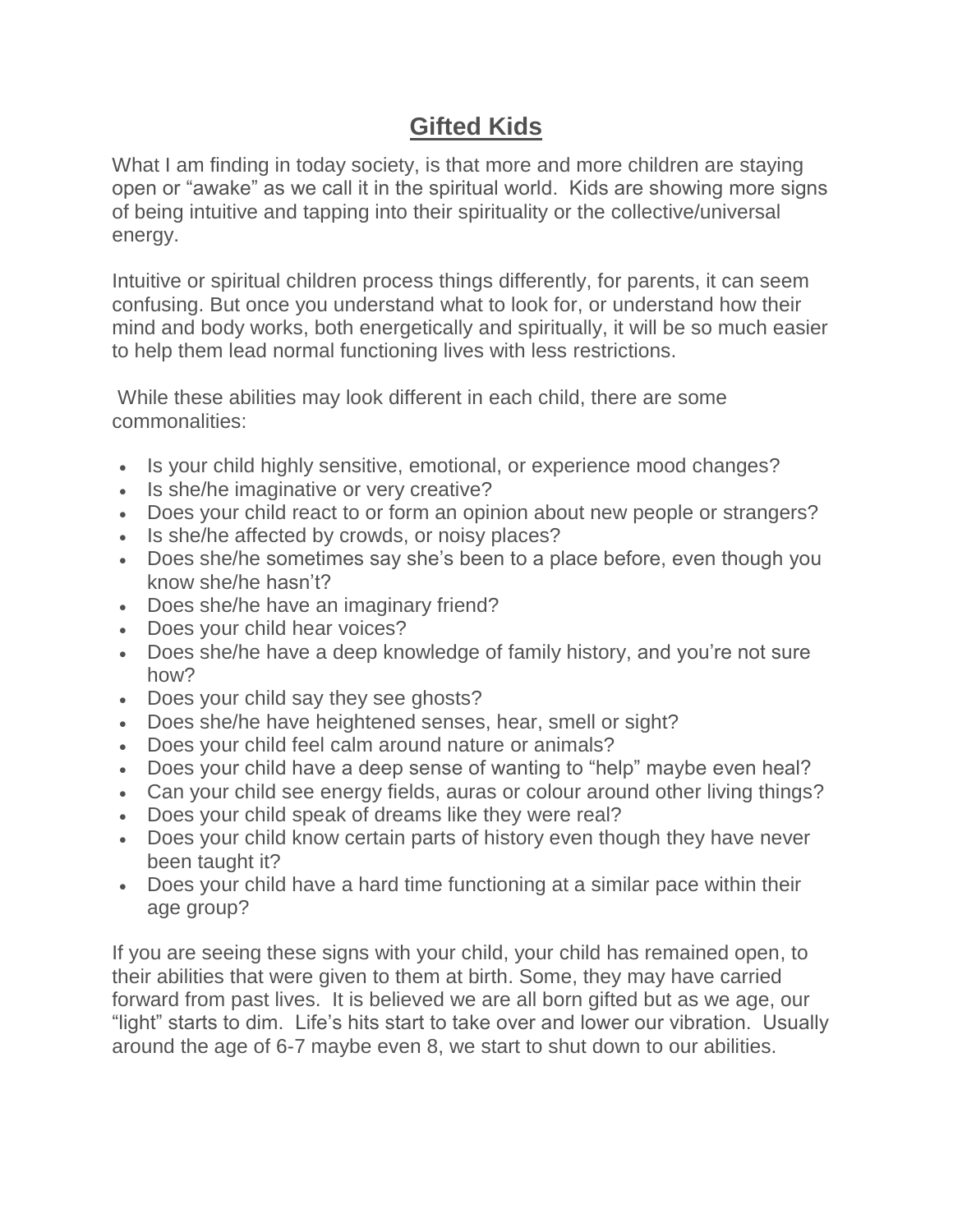# Gifted Kids

What I am finding in today society, is that more and more children are staying open or "awake" as we call it in the spiritual world. Kids are showing more signs of being intuitive and tapping into their spirituality or the collective/universal energy.

Intuitive or spiritual children process things differently, for parents, it can seem confusing. But once you understand what to look for, or understand how their mind and body works, both energetically and spiritually, it will be so much easier to help them lead normal functioning lives with less restrictions.

While these abilities may look different in each child, there are some commonalities:

- Is your child highly sensitive, emotional, or experience mood changes?
- Is she/he imaginative or very creative?
- Does your child react to or form an opinion about new people or strangers?
- Is she/he affected by crowds, or noisy places?
- Does she/he sometimes say she's been to a place before, even though you know she/he hasn't?
- Does she/he have an imaginary friend?
- Does your child hear voices?
- Does she/he have a deep knowledge of family history, and you're not sure how?
- Does your child say they see ghosts?
- Does she/he have heightened senses, hear, smell or sight?
- Does your child feel calm around nature or animals?
- Does your child have a deep sense of wanting to "help" maybe even heal?
- Can your child see energy fields, auras or colour around other living things?
- Does your child speak of dreams like they were real?
- Does your child know certain parts of history even though they have never been taught it?
- Does your child have a hard time functioning at a similar pace within their age group?

If you are seeing these signs with your child, your child has remained open, to their abilities that were given to them at birth. Some, they may have carried forward from past lives. It is believed we are all born gifted but as we age, our "light" starts to dim. Life's hits start to take over and lower our vibration. Usually around the age of 6-7 maybe even 8, we start to shut down to our abilities.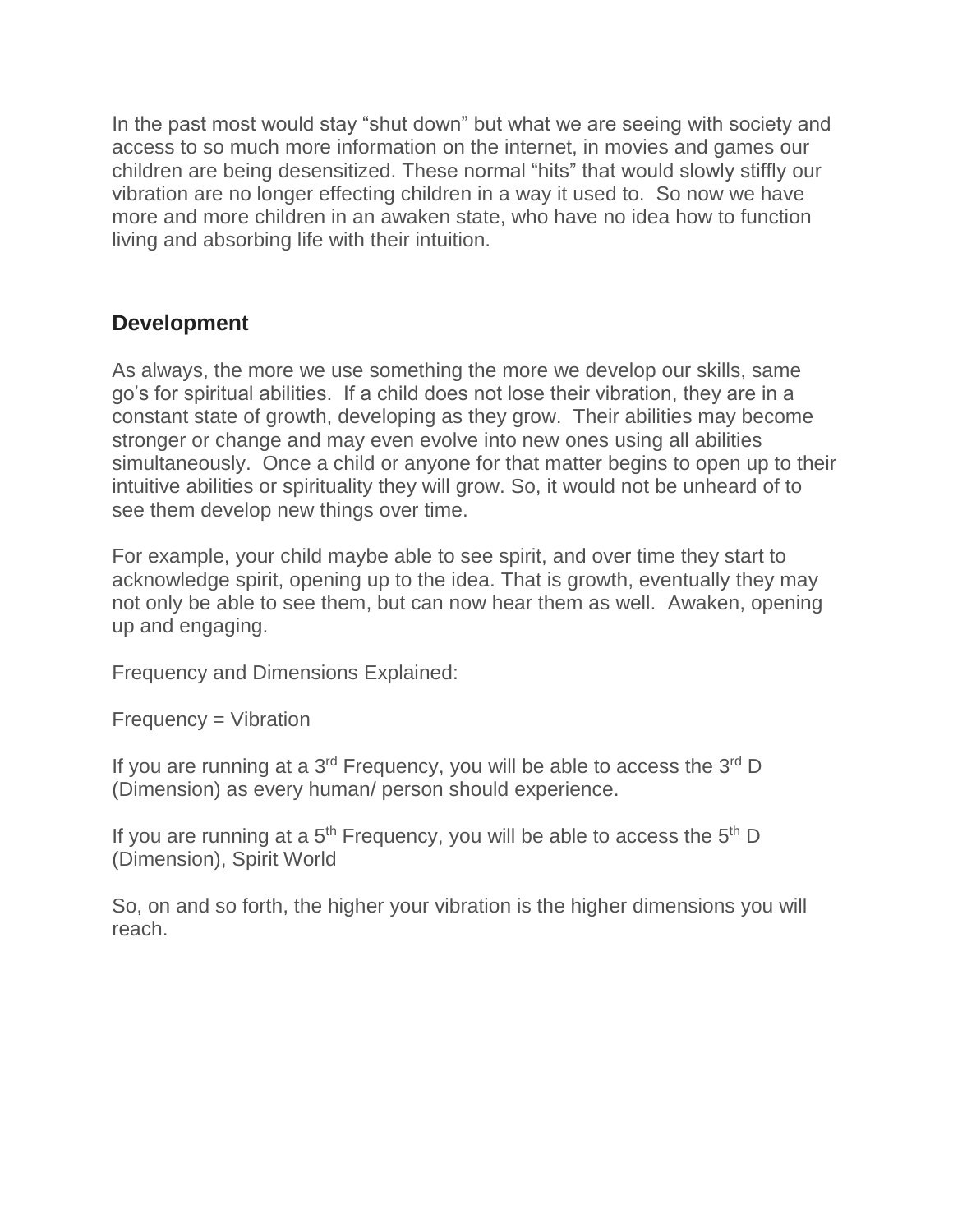In the past most would stay “shut down” but what we are seeing with society and access to so much more information on the internet, in movies and games our children are being desensitized. These normal “hits” that would slowly stiffly our vibration are no longer effecting children in a way it used to. So now we have more and more children in an awaken state, who have no idea how to function living and absorbing life with their intuition.

## Development

As always, the more we use something the more we develop our skills, same go’s for spiritual abilities. If a child does not lose their vibration, they are in a constant state of growth, developing as they grow. Their abilities may become stronger or change and may even evolve into new ones using all abilities simultaneously. Once a child or anyone for that matter begins to open up to their intuitive abilities or spirituality they will grow. So, it would not be unheard of to see them develop new things over time.

For example, your child maybe able to see spirit, and over time they start to acknowledge spirit, opening up to the idea. That is growth, eventually they may not only be able to see them, but can now hear them as well. Awaken, opening up and engaging.

Frequency and Dimensions Explained:

Frequency = Vibration

If you are running at a 3rd Frequency, you will be able to access the 3rd D (Dimension) as every human/ person should experience.

If you are running at a 5th Frequency, you will be able to access the 5th D (Dimension), Spirit World

So, on and so forth, the higher your vibration is the higher dimensions you will reach.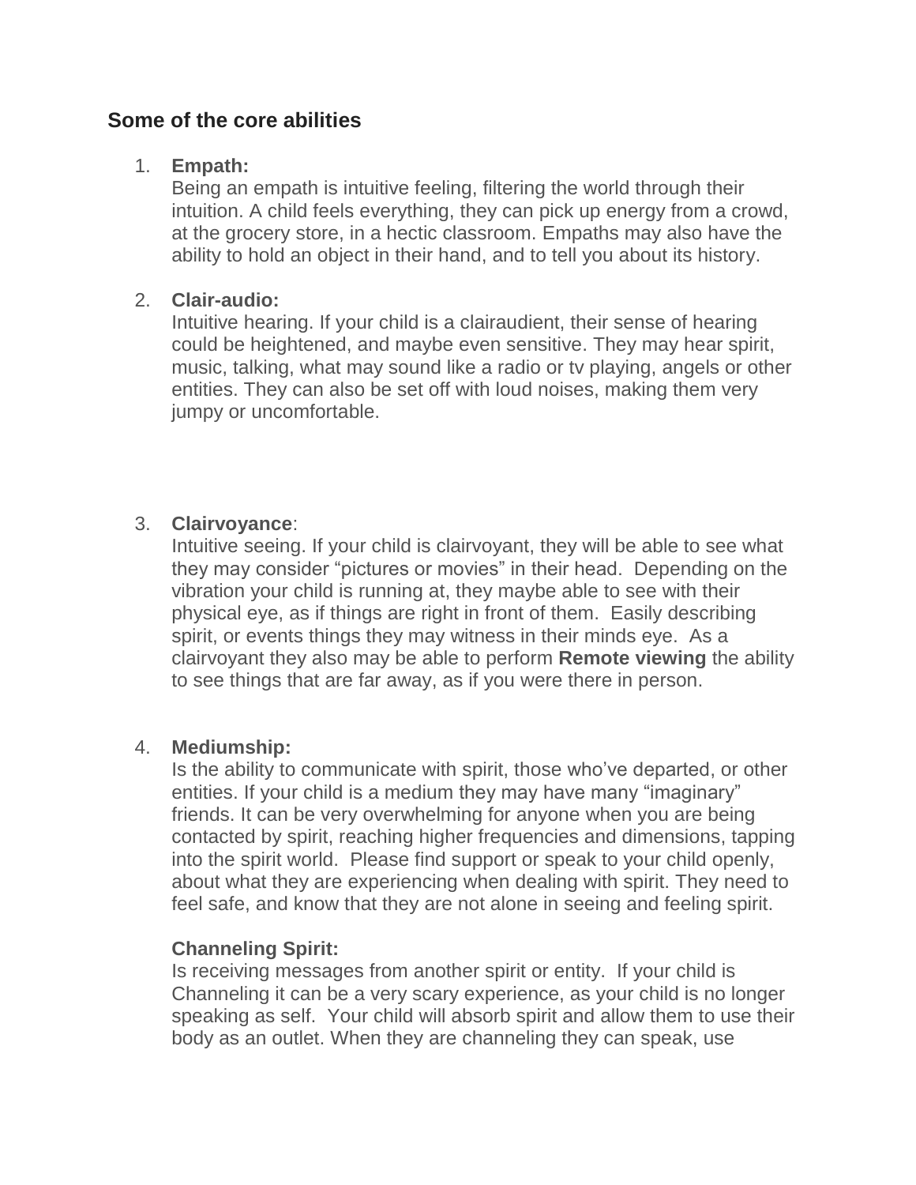## Some of the core abilities

1. **Empath:**
   Being an empath is intuitive feeling, filtering the world through their intuition. A child feels everything, they can pick up energy from a crowd, at the grocery store, in a hectic classroom. Empaths may also have the ability to hold an object in their hand, and to tell you about its history.

2. **Clair-audio:**
   Intuitive hearing. If your child is a clairaudient, their sense of hearing could be heightened, and maybe even sensitive. They may hear spirit, music, talking, what may sound like a radio or tv playing, angels or other entities. They can also be set off with loud noises, making them very jumpy or uncomfortable.

3. **Clairvoyance**:
   Intuitive seeing. If your child is clairvoyant, they will be able to see what they may consider "pictures or movies" in their head. Depending on the vibration your child is running at, they maybe able to see with their physical eye, as if things are right in front of them. Easily describing spirit, or events things they may witness in their minds eye. As a clairvoyant they also may be able to perform **Remote viewing** the ability to see things that are far away, as if you were there in person.

4. **Mediumship:**
   Is the ability to communicate with spirit, those who've departed, or other entities. If your child is a medium they may have many "imaginary" friends. It can be very overwhelming for anyone when you are being contacted by spirit, reaching higher frequencies and dimensions, tapping into the spirit world. Please find support or speak to your child openly, about what they are experiencing when dealing with spirit. They need to feel safe, and know that they are not alone in seeing and feeling spirit.

   **Channeling Spirit:**
   Is receiving messages from another spirit or entity. If your child is Channeling it can be a very scary experience, as your child is no longer speaking as self. Your child will absorb spirit and allow them to use their body as an outlet. When they are channeling they can speak, use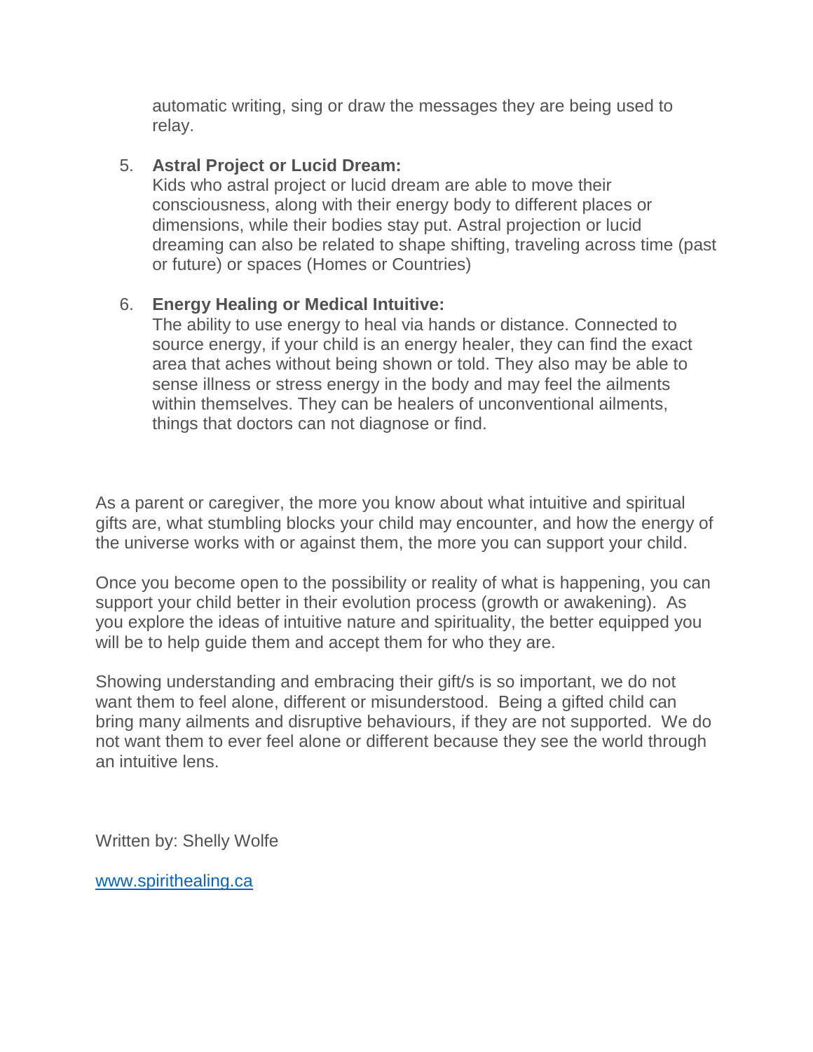automatic writing, sing or draw the messages they are being used to relay.

5. **Astral Project or Lucid Dream:**
   Kids who astral project or lucid dream are able to move their consciousness, along with their energy body to different places or dimensions, while their bodies stay put. Astral projection or lucid dreaming can also be related to shape shifting, traveling across time (past or future) or spaces (Homes or Countries)

6. **Energy Healing or Medical Intuitive:**
   The ability to use energy to heal via hands or distance. Connected to source energy, if your child is an energy healer, they can find the exact area that aches without being shown or told. They also may be able to sense illness or stress energy in the body and may feel the ailments within themselves. They can be healers of unconventional ailments, things that doctors can not diagnose or find.

As a parent or caregiver, the more you know about what intuitive and spiritual gifts are, what stumbling blocks your child may encounter, and how the energy of the universe works with or against them, the more you can support your child.

Once you become open to the possibility or reality of what is happening, you can support your child better in their evolution process (growth or awakening). As you explore the ideas of intuitive nature and spirituality, the better equipped you will be to help guide them and accept them for who they are.

Showing understanding and embracing their gift/s is so important, we do not want them to feel alone, different or misunderstood. Being a gifted child can bring many ailments and disruptive behaviours, if they are not supported. We do not want them to ever feel alone or different because they see the world through an intuitive lens.

Written by: Shelly Wolfe

[www.spirithealing.ca](http://www.spirithealing.ca)